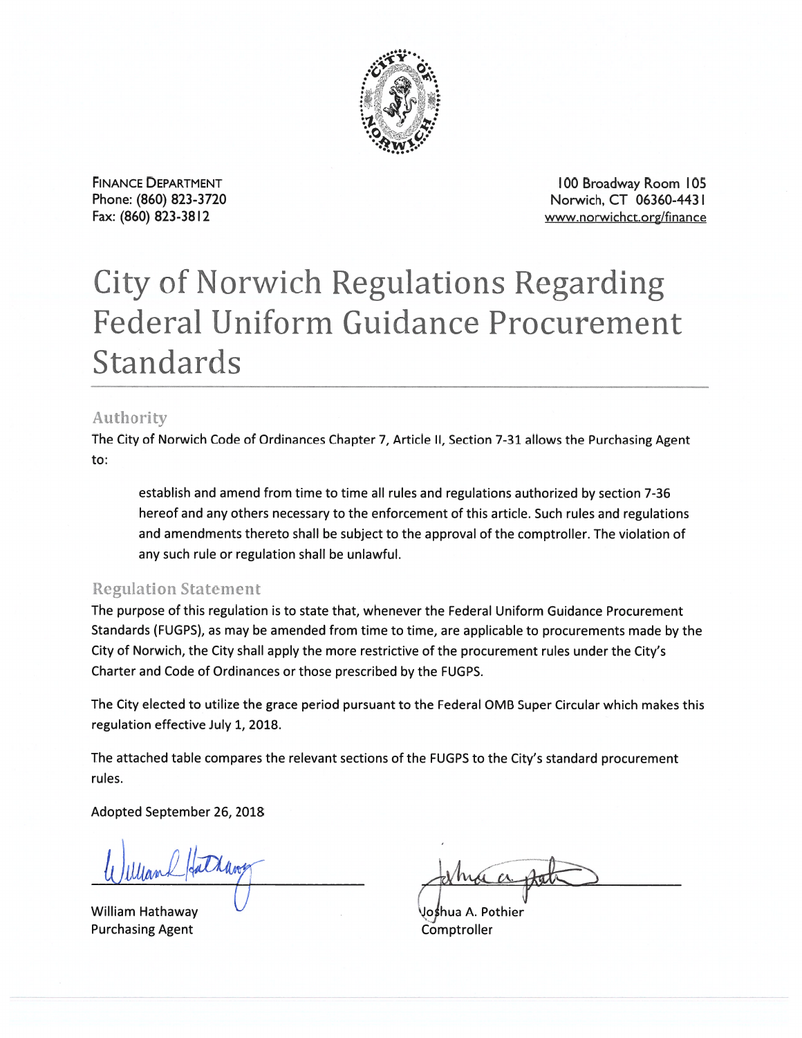FINANCE DEPARTMENT
Phone: (860) 823-3720
Fax: (860) 823-3812

100 Broadway Room 105
Norwich, CT 06360-4431
www.norwichct.org/finance

# City of Norwich Regulations Regarding Federal Uniform Guidance Procurement Standards

## Authority

The City of Norwich Code of Ordinances Chapter 7, Article II, Section 7-31 allows the Purchasing Agent to:

> establish and amend from time to time all rules and regulations authorized by section 7-36 hereof and any others necessary to the enforcement of this article. Such rules and regulations and amendments thereto shall be subject to the approval of the comptroller. The violation of any such rule or regulation shall be unlawful.

## Regulation Statement

The purpose of this regulation is to state that, whenever the Federal Uniform Guidance Procurement Standards (FUGPS), as may be amended from time to time, are applicable to procurements made by the City of Norwich, the City shall apply the more restrictive of the procurement rules under the City's Charter and Code of Ordinances or those prescribed by the FUGPS.

The City elected to utilize the grace period pursuant to the Federal OMB Super Circular which makes this regulation effective July 1, 2018.

The attached table compares the relevant sections of the FUGPS to the City's standard procurement rules.

Adopted September 26, 2018

William Hathaway
Purchasing Agent

Joshua A. Pothier
Comptroller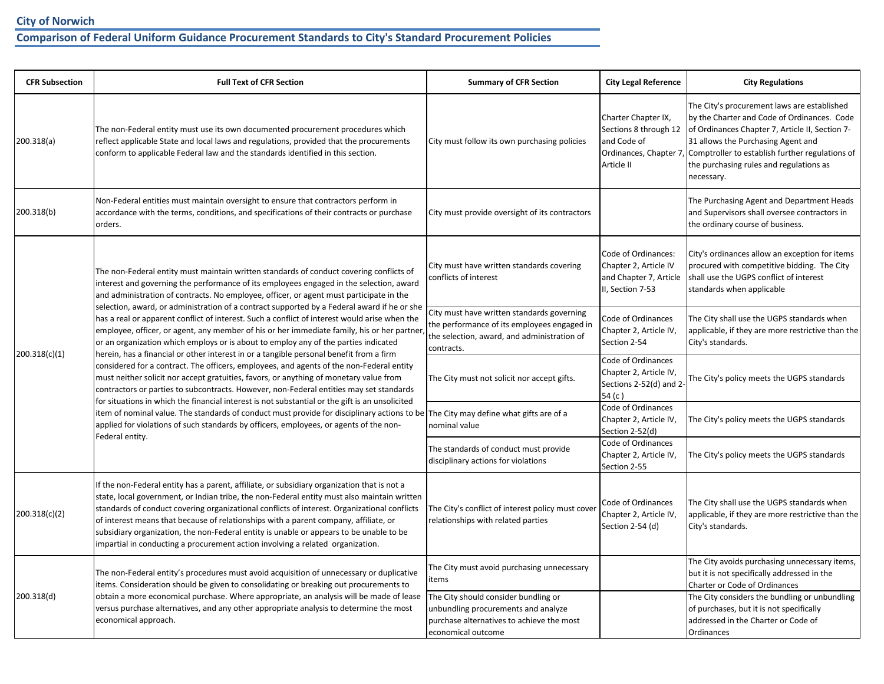**City of Norwich**

**Comparison of Federal Uniform Guidance Procurement Standards to City's Standard Procurement Policies**

| CFR Subsection | Full Text of CFR Section | Summary of CFR Section | City Legal Reference | City Regulations |
|---|---|---|---|---|
| 200.318(a) | The non-Federal entity must use its own documented procurement procedures which reflect applicable State and local laws and regulations, provided that the procurements conform to applicable Federal law and the standards identified in this section. | City must follow its own purchasing policies | Charter Chapter IX, Sections 8 through 12 and Code of Ordinances, Chapter 7, Article II | The City's procurement laws are established by the Charter and Code of Ordinances. Code of Ordinances Chapter 7, Article II, Section 7-31 allows the Purchasing Agent and Comptroller to establish further regulations of the purchasing rules and regulations as necessary. |
| 200.318(b) | Non-Federal entities must maintain oversight to ensure that contractors perform in accordance with the terms, conditions, and specifications of their contracts or purchase orders. | City must provide oversight of its contractors | | The Purchasing Agent and Department Heads and Supervisors shall oversee contractors in the ordinary course of business. |
| 200.318(c)(1) | The non-Federal entity must maintain written standards of conduct covering conflicts of interest and governing the performance of its employees engaged in the selection, award and administration of contracts. No employee, officer, or agent must participate in the selection, award, or administration of a contract supported by a Federal award if he or she has a real or apparent conflict of interest. Such a conflict of interest would arise when the employee, officer, or agent, any member of his or her immediate family, his or her partner, or an organization which employs or is about to employ any of the parties indicated herein, has a financial or other interest in or a tangible personal benefit from a firm considered for a contract. The officers, employees, and agents of the non-Federal entity must neither solicit nor accept gratuities, favors, or anything of monetary value from contractors or parties to subcontracts. However, non-Federal entities may set standards for situations in which the financial interest is not substantial or the gift is an unsolicited item of nominal value. The standards of conduct must provide for disciplinary actions to be applied for violations of such standards by officers, employees, or agents of the non-Federal entity. | City must have written standards covering conflicts of interest | Code of Ordinances: Chapter 2, Article IV and Chapter 7, Article II, Section 7-53 | City's ordinances allow an exception for items procured with competitive bidding. The City shall use the UGPS conflict of interest standards when applicable |
| | | City must have written standards governing the performance of its employees engaged in the selection, award, and administration of contracts. | Code of Ordinances Chapter 2, Article IV, Section 2-54 | The City shall use the UGPS standards when applicable, if they are more restrictive than the City's standards. |
| | | The City must not solicit nor accept gifts. | Code of Ordinances Chapter 2, Article IV, Sections 2-52(d) and 2-54 (c ) | The City's policy meets the UGPS standards |
| | | The City may define what gifts are of a nominal value | Code of Ordinances Chapter 2, Article IV, Section 2-52(d) | The City's policy meets the UGPS standards |
| | | The standards of conduct must provide disciplinary actions for violations | Code of Ordinances Chapter 2, Article IV, Section 2-55 | The City's policy meets the UGPS standards |
| 200.318(c)(2) | If the non-Federal entity has a parent, affiliate, or subsidiary organization that is not a state, local government, or Indian tribe, the non-Federal entity must also maintain written standards of conduct covering organizational conflicts of interest. Organizational conflicts of interest means that because of relationships with a parent company, affiliate, or subsidiary organization, the non-Federal entity is unable or appears to be unable to be impartial in conducting a procurement action involving a related organization. | The City's conflict of interest policy must cover relationships with related parties | Code of Ordinances Chapter 2, Article IV, Section 2-54 (d) | The City shall use the UGPS standards when applicable, if they are more restrictive than the City's standards. |
| 200.318(d) | The non-Federal entity's procedures must avoid acquisition of unnecessary or duplicative items. Consideration should be given to consolidating or breaking out procurements to obtain a more economical purchase. Where appropriate, an analysis will be made of lease versus purchase alternatives, and any other appropriate analysis to determine the most economical approach. | The City must avoid purchasing unnecessary items | | The City avoids purchasing unnecessary items, but it is not specifically addressed in the Charter or Code of Ordinances |
| | | The City should consider bundling or unbundling procurements and analyze purchase alternatives to achieve the most economical outcome | | The City considers the bundling or unbundling of purchases, but it is not specifically addressed in the Charter or Code of Ordinances |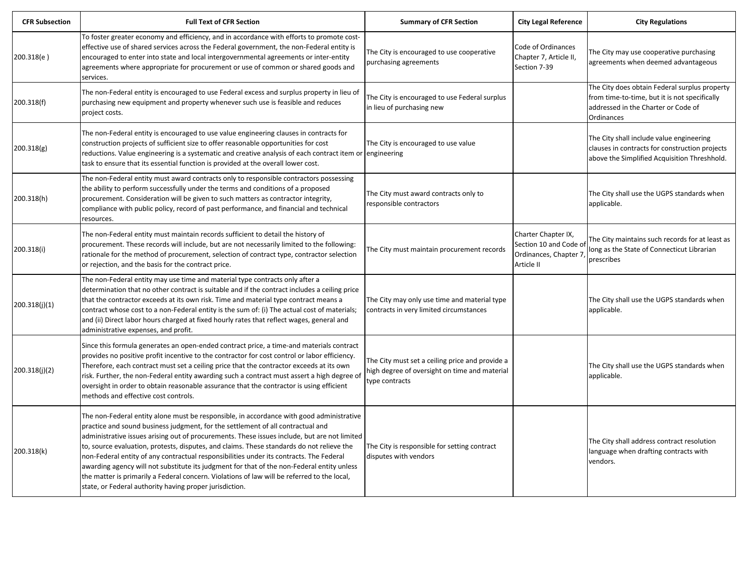| CFR Subsection | Full Text of CFR Section | Summary of CFR Section | City Legal Reference | City Regulations |
|---|---|---|---|---|
| 200.318(e ) | To foster greater economy and efficiency, and in accordance with efforts to promote cost-effective use of shared services across the Federal government, the non-Federal entity is encouraged to enter into state and local intergovernmental agreements or inter-entity agreements where appropriate for procurement or use of common or shared goods and services. | The City is encouraged to use cooperative purchasing agreements | Code of Ordinances Chapter 7, Article II, Section 7-39 | The City may use cooperative purchasing agreements when deemed advantageous |
| 200.318(f) | The non-Federal entity is encouraged to use Federal excess and surplus property in lieu of purchasing new equipment and property whenever such use is feasible and reduces project costs. | The City is encouraged to use Federal surplus in lieu of purchasing new | | The City does obtain Federal surplus property from time-to-time, but it is not specifically addressed in the Charter or Code of Ordinances |
| 200.318(g) | The non-Federal entity is encouraged to use value engineering clauses in contracts for construction projects of sufficient size to offer reasonable opportunities for cost reductions. Value engineering is a systematic and creative analysis of each contract item or task to ensure that its essential function is provided at the overall lower cost. | The City is encouraged to use value engineering | | The City shall include value engineering clauses in contracts for construction projects above the Simplified Acquisition Threshhold. |
| 200.318(h) | The non-Federal entity must award contracts only to responsible contractors possessing the ability to perform successfully under the terms and conditions of a proposed procurement. Consideration will be given to such matters as contractor integrity, compliance with public policy, record of past performance, and financial and technical resources. | The City must award contracts only to responsible contractors | | The City shall use the UGPS standards when applicable. |
| 200.318(i) | The non-Federal entity must maintain records sufficient to detail the history of procurement. These records will include, but are not necessarily limited to the following: rationale for the method of procurement, selection of contract type, contractor selection or rejection, and the basis for the contract price. | The City must maintain procurement records | Charter Chapter IX, Section 10 and Code of Ordinances, Chapter 7, Article II | The City maintains such records for at least as long as the State of Connecticut Librarian prescribes |
| 200.318(j)(1) | The non-Federal entity may use time and material type contracts only after a determination that no other contract is suitable and if the contract includes a ceiling price that the contractor exceeds at its own risk. Time and material type contract means a contract whose cost to a non-Federal entity is the sum of: (i) The actual cost of materials; and (ii) Direct labor hours charged at fixed hourly rates that reflect wages, general and administrative expenses, and profit. | The City may only use time and material type contracts in very limited circumstances | | The City shall use the UGPS standards when applicable. |
| 200.318(j)(2) | Since this formula generates an open-ended contract price, a time-and materials contract provides no positive profit incentive to the contractor for cost control or labor efficiency. Therefore, each contract must set a ceiling price that the contractor exceeds at its own risk. Further, the non-Federal entity awarding such a contract must assert a high degree of oversight in order to obtain reasonable assurance that the contractor is using efficient methods and effective cost controls. | The City must set a ceiling price and provide a high degree of oversight on time and material type contracts | | The City shall use the UGPS standards when applicable. |
| 200.318(k) | The non-Federal entity alone must be responsible, in accordance with good administrative practice and sound business judgment, for the settlement of all contractual and administrative issues arising out of procurements. These issues include, but are not limited to, source evaluation, protests, disputes, and claims. These standards do not relieve the non-Federal entity of any contractual responsibilities under its contracts. The Federal awarding agency will not substitute its judgment for that of the non-Federal entity unless the matter is primarily a Federal concern. Violations of law will be referred to the local, state, or Federal authority having proper jurisdiction. | The City is responsible for setting contract disputes with vendors | | The City shall address contract resolution language when drafting contracts with vendors. |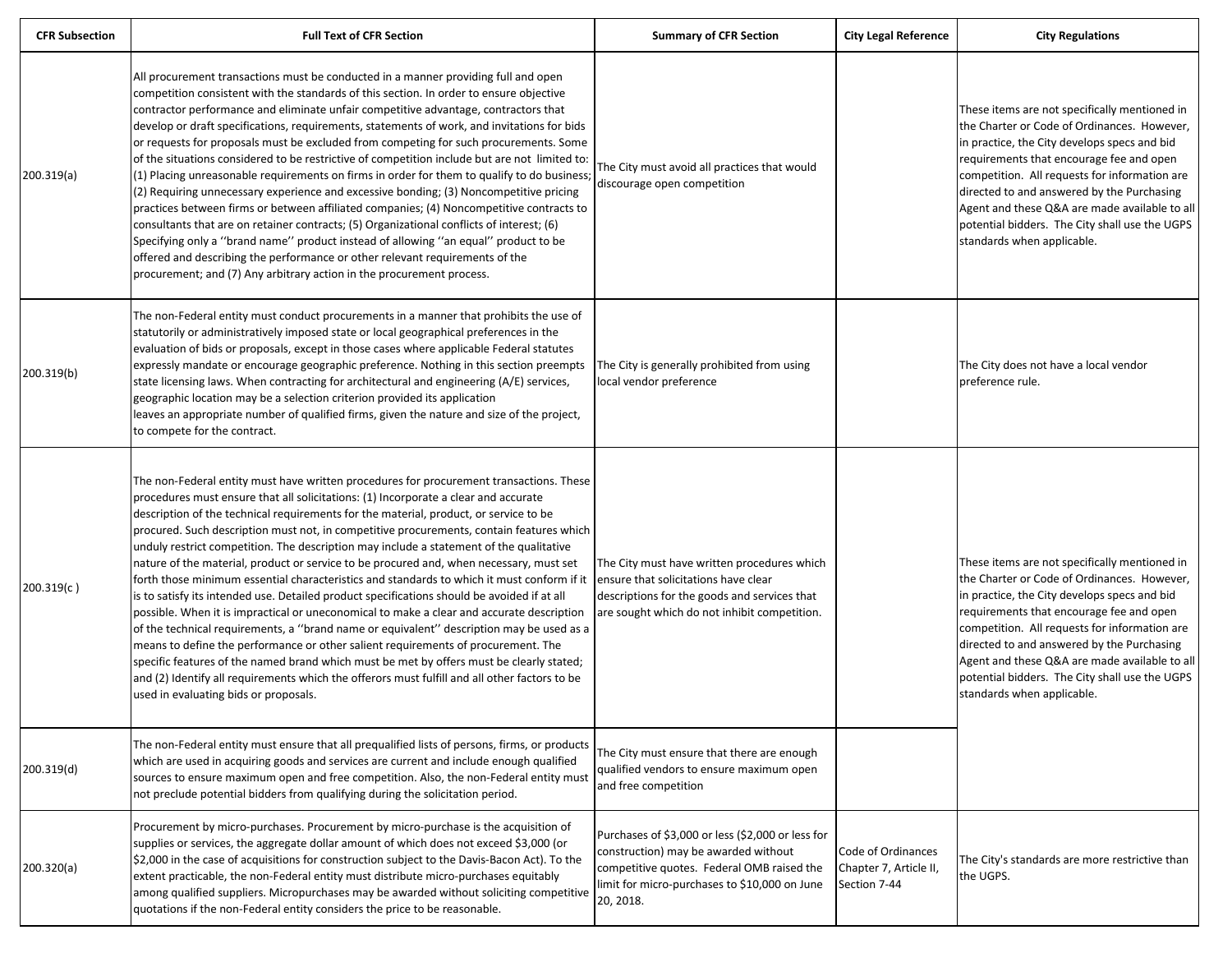| CFR Subsection | Full Text of CFR Section | Summary of CFR Section | City Legal Reference | City Regulations |
|---|---|---|---|---|
| 200.319(a) | All procurement transactions must be conducted in a manner providing full and open competition consistent with the standards of this section. In order to ensure objective contractor performance and eliminate unfair competitive advantage, contractors that develop or draft specifications, requirements, statements of work, and invitations for bids or requests for proposals must be excluded from competing for such procurements. Some of the situations considered to be restrictive of competition include but are not limited to: (1) Placing unreasonable requirements on firms in order for them to qualify to do business; (2) Requiring unnecessary experience and excessive bonding; (3) Noncompetitive pricing practices between firms or between affiliated companies; (4) Noncompetitive contracts to consultants that are on retainer contracts; (5) Organizational conflicts of interest; (6) Specifying only a ''brand name'' product instead of allowing ''an equal'' product to be offered and describing the performance or other relevant requirements of the procurement; and (7) Any arbitrary action in the procurement process. | The City must avoid all practices that would discourage open competition | | These items are not specifically mentioned in the Charter or Code of Ordinances. However, in practice, the City develops specs and bid requirements that encourage fee and open competition. All requests for information are directed to and answered by the Purchasing Agent and these Q&A are made available to all potential bidders. The City shall use the UGPS standards when applicable. |
| 200.319(b) | The non-Federal entity must conduct procurements in a manner that prohibits the use of statutorily or administratively imposed state or local geographical preferences in the evaluation of bids or proposals, except in those cases where applicable Federal statutes expressly mandate or encourage geographic preference. Nothing in this section preempts state licensing laws. When contracting for architectural and engineering (A/E) services, geographic location may be a selection criterion provided its application leaves an appropriate number of qualified firms, given the nature and size of the project, to compete for the contract. | The City is generally prohibited from using local vendor preference | | The City does not have a local vendor preference rule. |
| 200.319(c ) | The non-Federal entity must have written procedures for procurement transactions. These procedures must ensure that all solicitations: (1) Incorporate a clear and accurate description of the technical requirements for the material, product, or service to be procured. Such description must not, in competitive procurements, contain features which unduly restrict competition. The description may include a statement of the qualitative nature of the material, product or service to be procured and, when necessary, must set forth those minimum essential characteristics and standards to which it must conform if it is to satisfy its intended use. Detailed product specifications should be avoided if at all possible. When it is impractical or uneconomical to make a clear and accurate description of the technical requirements, a ''brand name or equivalent'' description may be used as a means to define the performance or other salient requirements of procurement. The specific features of the named brand which must be met by offers must be clearly stated; and (2) Identify all requirements which the offerors must fulfill and all other factors to be used in evaluating bids or proposals. | The City must have written procedures which ensure that solicitations have clear descriptions for the goods and services that are sought which do not inhibit competition. | | These items are not specifically mentioned in the Charter or Code of Ordinances. However, in practice, the City develops specs and bid requirements that encourage fee and open competition. All requests for information are directed to and answered by the Purchasing Agent and these Q&A are made available to all potential bidders. The City shall use the UGPS standards when applicable. |
| 200.319(d) | The non-Federal entity must ensure that all prequalified lists of persons, firms, or products which are used in acquiring goods and services are current and include enough qualified sources to ensure maximum open and free competition. Also, the non-Federal entity must not preclude potential bidders from qualifying during the solicitation period. | The City must ensure that there are enough qualified vendors to ensure maximum open and free competition | | |
| 200.320(a) | Procurement by micro-purchases. Procurement by micro-purchase is the acquisition of supplies or services, the aggregate dollar amount of which does not exceed $3,000 (or $2,000 in the case of acquisitions for construction subject to the Davis-Bacon Act). To the extent practicable, the non-Federal entity must distribute micro-purchases equitably among qualified suppliers. Micropurchases may be awarded without soliciting competitive quotations if the non-Federal entity considers the price to be reasonable. | Purchases of $3,000 or less ($2,000 or less for construction) may be awarded without competitive quotes. Federal OMB raised the limit for micro-purchases to $10,000 on June 20, 2018. | Code of Ordinances Chapter 7, Article II, Section 7-44 | The City's standards are more restrictive than the UGPS. |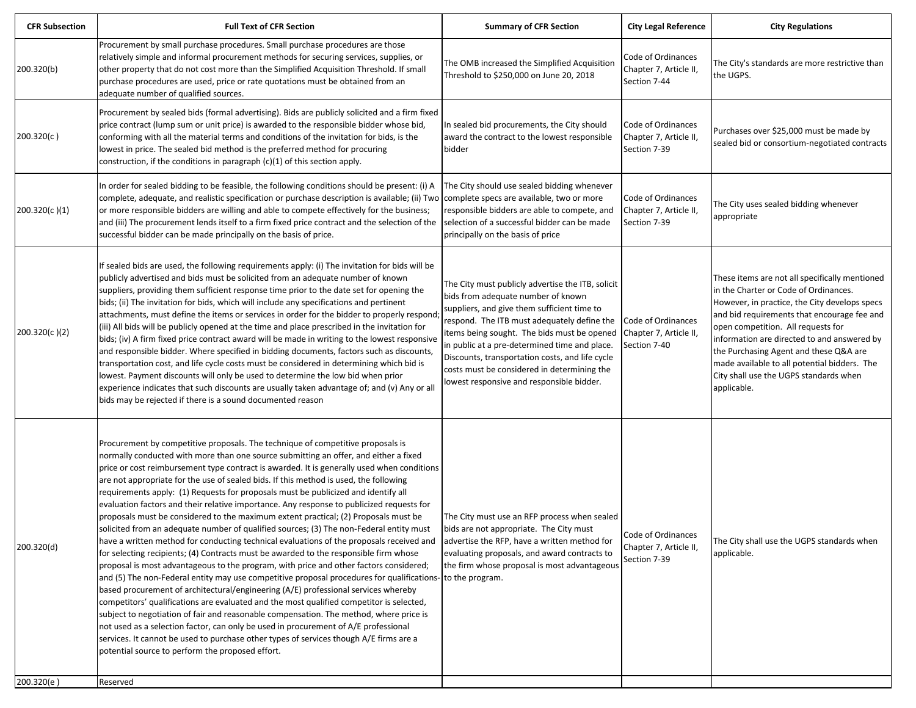| CFR Subsection | Full Text of CFR Section | Summary of CFR Section | City Legal Reference | City Regulations |
|---|---|---|---|---|
| 200.320(b) | Procurement by small purchase procedures. Small purchase procedures are those relatively simple and informal procurement methods for securing services, supplies, or other property that do not cost more than the Simplified Acquisition Threshold. If small purchase procedures are used, price or rate quotations must be obtained from an adequate number of qualified sources. | The OMB increased the Simplified Acquisition Threshold to $250,000 on June 20, 2018 | Code of Ordinances Chapter 7, Article II, Section 7-44 | The City's standards are more restrictive than the UGPS. |
| 200.320(c ) | Procurement by sealed bids (formal advertising). Bids are publicly solicited and a firm fixed price contract (lump sum or unit price) is awarded to the responsible bidder whose bid, conforming with all the material terms and conditions of the invitation for bids, is the lowest in price. The sealed bid method is the preferred method for procuring construction, if the conditions in paragraph (c)(1) of this section apply. | In sealed bid procurements, the City should award the contract to the lowest responsible bidder | Code of Ordinances Chapter 7, Article II, Section 7-39 | Purchases over $25,000 must be made by sealed bid or consortium-negotiated contracts |
| 200.320(c )(1) | In order for sealed bidding to be feasible, the following conditions should be present: (i) A complete, adequate, and realistic specification or purchase description is available; (ii) Two or more responsible bidders are willing and able to compete effectively for the business; and (iii) The procurement lends itself to a firm fixed price contract and the selection of the successful bidder can be made principally on the basis of price. | The City should use sealed bidding whenever complete specs are available, two or more responsible bidders are able to compete, and selection of a successful bidder can be made principally on the basis of price | Code of Ordinances Chapter 7, Article II, Section 7-39 | The City uses sealed bidding whenever appropriate |
| 200.320(c )(2) | If sealed bids are used, the following requirements apply: (i) The invitation for bids will be publicly advertised and bids must be solicited from an adequate number of known suppliers, providing them sufficient response time prior to the date set for opening the bids; (ii) The invitation for bids, which will include any specifications and pertinent attachments, must define the items or services in order for the bidder to properly respond; (iii) All bids will be publicly opened at the time and place prescribed in the invitation for bids; (iv) A firm fixed price contract award will be made in writing to the lowest responsive and responsible bidder. Where specified in bidding documents, factors such as discounts, transportation cost, and life cycle costs must be considered in determining which bid is lowest. Payment discounts will only be used to determine the low bid when prior experience indicates that such discounts are usually taken advantage of; and (v) Any or all bids may be rejected if there is a sound documented reason | The City must publicly advertise the ITB, solicit bids from adequate number of known suppliers, and give them sufficient time to respond. The ITB must adequately define the items being sought. The bids must be opened in public at a pre-determined time and place. Discounts, transportation costs, and life cycle costs must be considered in determining the lowest responsive and responsible bidder. | Code of Ordinances Chapter 7, Article II, Section 7-40 | These items are not all specifically mentioned in the Charter or Code of Ordinances. However, in practice, the City develops specs and bid requirements that encourage fee and open competition. All requests for information are directed to and answered by the Purchasing Agent and these Q&A are made available to all potential bidders. The City shall use the UGPS standards when applicable. |
| 200.320(d) | Procurement by competitive proposals. The technique of competitive proposals is normally conducted with more than one source submitting an offer, and either a fixed price or cost reimbursement type contract is awarded. It is generally used when conditions are not appropriate for the use of sealed bids. If this method is used, the following requirements apply: (1) Requests for proposals must be publicized and identify all evaluation factors and their relative importance. Any response to publicized requests for proposals must be considered to the maximum extent practical; (2) Proposals must be solicited from an adequate number of qualified sources; (3) The non-Federal entity must have a written method for conducting technical evaluations of the proposals received and for selecting recipients; (4) Contracts must be awarded to the responsible firm whose proposal is most advantageous to the program, with price and other factors considered; and (5) The non-Federal entity may use competitive proposal procedures for qualifications-based procurement of architectural/engineering (A/E) professional services whereby competitors' qualifications are evaluated and the most qualified competitor is selected, subject to negotiation of fair and reasonable compensation. The method, where price is not used as a selection factor, can only be used in procurement of A/E professional services. It cannot be used to purchase other types of services though A/E firms are a potential source to perform the proposed effort. | The City must use an RFP process when sealed bids are not appropriate. The City must advertise the RFP, have a written method for evaluating proposals, and award contracts to the firm whose proposal is most advantageous to the program. | Code of Ordinances Chapter 7, Article II, Section 7-39 | The City shall use the UGPS standards when applicable. |
| 200.320(e ) | Reserved | | | |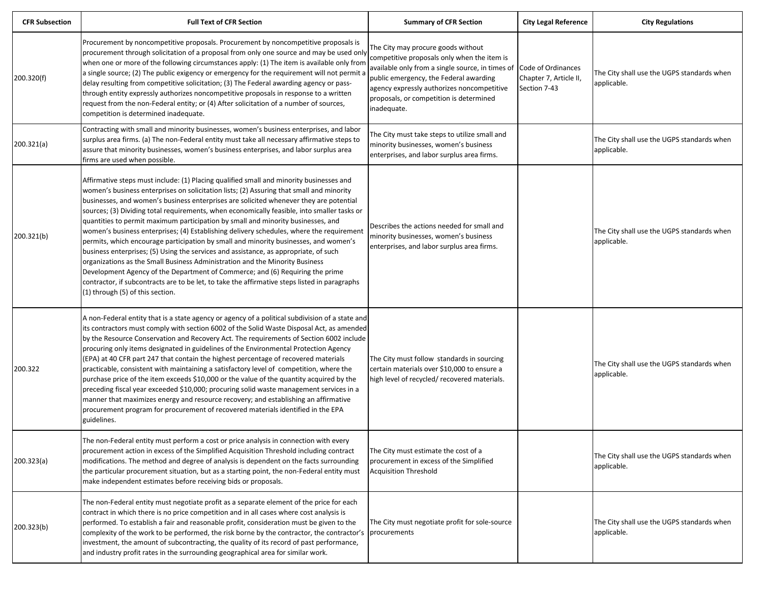| CFR Subsection | Full Text of CFR Section | Summary of CFR Section | City Legal Reference | City Regulations |
|---|---|---|---|---|
| 200.320(f) | Procurement by noncompetitive proposals. Procurement by noncompetitive proposals is procurement through solicitation of a proposal from only one source and may be used only when one or more of the following circumstances apply: (1) The item is available only from a single source; (2) The public exigency or emergency for the requirement will not permit a delay resulting from competitive solicitation; (3) The Federal awarding agency or pass-through entity expressly authorizes noncompetitive proposals in response to a written request from the non-Federal entity; or (4) After solicitation of a number of sources, competition is determined inadequate. | The City may procure goods without competitive proposals only when the item is available only from a single source, in times of public emergency, the Federal awarding agency expressly authorizes noncompetitive proposals, or competition is determined inadequate. | Code of Ordinances Chapter 7, Article II, Section 7-43 | The City shall use the UGPS standards when applicable. |
| 200.321(a) | Contracting with small and minority businesses, women's business enterprises, and labor surplus area firms. (a) The non-Federal entity must take all necessary affirmative steps to assure that minority businesses, women's business enterprises, and labor surplus area firms are used when possible. | The City must take steps to utilize small and minority businesses, women's business enterprises, and labor surplus area firms. | | The City shall use the UGPS standards when applicable. |
| 200.321(b) | Affirmative steps must include: (1) Placing qualified small and minority businesses and women's business enterprises on solicitation lists; (2) Assuring that small and minority businesses, and women's business enterprises are solicited whenever they are potential sources; (3) Dividing total requirements, when economically feasible, into smaller tasks or quantities to permit maximum participation by small and minority businesses, and women's business enterprises; (4) Establishing delivery schedules, where the requirement permits, which encourage participation by small and minority businesses, and women's business enterprises; (5) Using the services and assistance, as appropriate, of such organizations as the Small Business Administration and the Minority Business Development Agency of the Department of Commerce; and (6) Requiring the prime contractor, if subcontracts are to be let, to take the affirmative steps listed in paragraphs (1) through (5) of this section. | Describes the actions needed for small and minority businesses, women's business enterprises, and labor surplus area firms. | | The City shall use the UGPS standards when applicable. |
| 200.322 | A non-Federal entity that is a state agency or agency of a political subdivision of a state and its contractors must comply with section 6002 of the Solid Waste Disposal Act, as amended by the Resource Conservation and Recovery Act. The requirements of Section 6002 include procuring only items designated in guidelines of the Environmental Protection Agency (EPA) at 40 CFR part 247 that contain the highest percentage of recovered materials practicable, consistent with maintaining a satisfactory level of competition, where the purchase price of the item exceeds $10,000 or the value of the quantity acquired by the preceding fiscal year exceeded $10,000; procuring solid waste management services in a manner that maximizes energy and resource recovery; and establishing an affirmative procurement program for procurement of recovered materials identified in the EPA guidelines. | The City must follow standards in sourcing certain materials over $10,000 to ensure a high level of recycled/ recovered materials. | | The City shall use the UGPS standards when applicable. |
| 200.323(a) | The non-Federal entity must perform a cost or price analysis in connection with every procurement action in excess of the Simplified Acquisition Threshold including contract modifications. The method and degree of analysis is dependent on the facts surrounding the particular procurement situation, but as a starting point, the non-Federal entity must make independent estimates before receiving bids or proposals. | The City must estimate the cost of a procurement in excess of the Simplified Acquisition Threshold | | The City shall use the UGPS standards when applicable. |
| 200.323(b) | The non-Federal entity must negotiate profit as a separate element of the price for each contract in which there is no price competition and in all cases where cost analysis is performed. To establish a fair and reasonable profit, consideration must be given to the complexity of the work to be performed, the risk borne by the contractor, the contractor's investment, the amount of subcontracting, the quality of its record of past performance, and industry profit rates in the surrounding geographical area for similar work. | The City must negotiate profit for sole-source procurements | | The City shall use the UGPS standards when applicable. |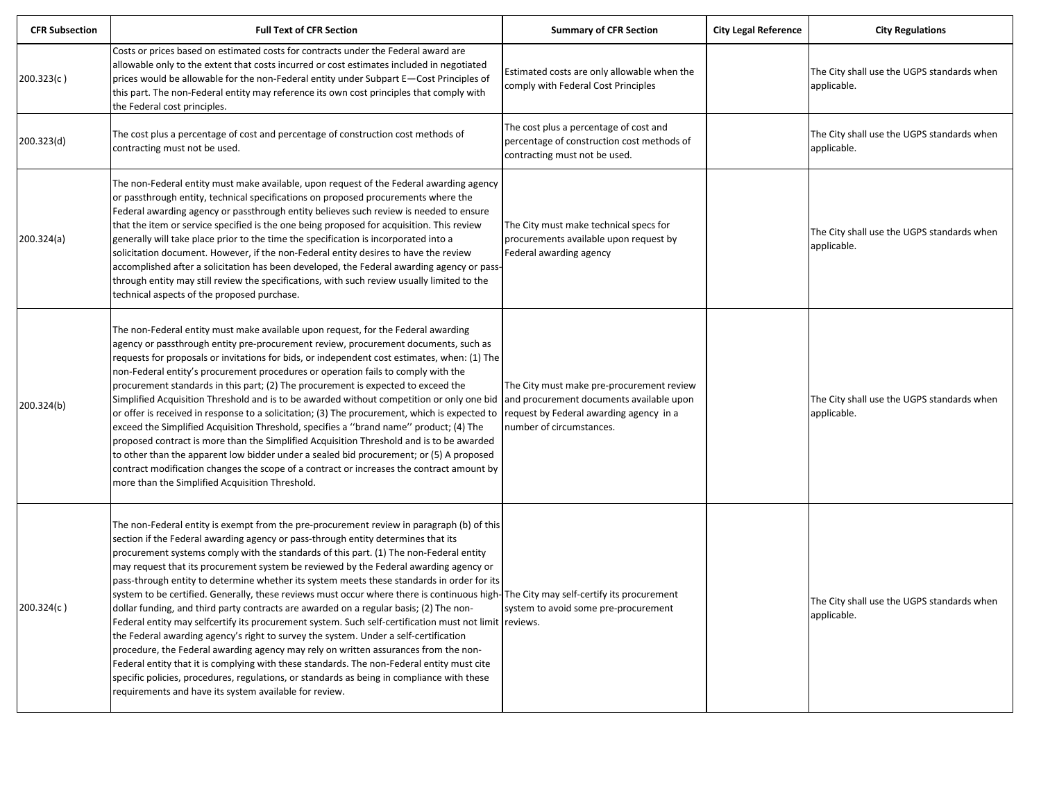| CFR Subsection | Full Text of CFR Section | Summary of CFR Section | City Legal Reference | City Regulations |
|---|---|---|---|---|
| 200.323(c ) | Costs or prices based on estimated costs for contracts under the Federal award are allowable only to the extent that costs incurred or cost estimates included in negotiated prices would be allowable for the non-Federal entity under Subpart E—Cost Principles of this part. The non-Federal entity may reference its own cost principles that comply with the Federal cost principles. | Estimated costs are only allowable when the comply with Federal Cost Principles | | The City shall use the UGPS standards when applicable. |
| 200.323(d) | The cost plus a percentage of cost and percentage of construction cost methods of contracting must not be used. | The cost plus a percentage of cost and percentage of construction cost methods of contracting must not be used. | | The City shall use the UGPS standards when applicable. |
| 200.324(a) | The non-Federal entity must make available, upon request of the Federal awarding agency or passthrough entity, technical specifications on proposed procurements where the Federal awarding agency or passthrough entity believes such review is needed to ensure that the item or service specified is the one being proposed for acquisition. This review generally will take place prior to the time the specification is incorporated into a solicitation document. However, if the non-Federal entity desires to have the review accomplished after a solicitation has been developed, the Federal awarding agency or pass-through entity may still review the specifications, with such review usually limited to the technical aspects of the proposed purchase. | The City must make technical specs for procurements available upon request by Federal awarding agency | | The City shall use the UGPS standards when applicable. |
| 200.324(b) | The non-Federal entity must make available upon request, for the Federal awarding agency or passthrough entity pre-procurement review, procurement documents, such as requests for proposals or invitations for bids, or independent cost estimates, when: (1) The non-Federal entity's procurement procedures or operation fails to comply with the procurement standards in this part; (2) The procurement is expected to exceed the Simplified Acquisition Threshold and is to be awarded without competition or only one bid or offer is received in response to a solicitation; (3) The procurement, which is expected to exceed the Simplified Acquisition Threshold, specifies a ''brand name'' product; (4) The proposed contract is more than the Simplified Acquisition Threshold and is to be awarded to other than the apparent low bidder under a sealed bid procurement; or (5) A proposed contract modification changes the scope of a contract or increases the contract amount by more than the Simplified Acquisition Threshold. | The City must make pre-procurement review and procurement documents available upon request by Federal awarding agency in a number of circumstances. | | The City shall use the UGPS standards when applicable. |
| 200.324(c ) | The non-Federal entity is exempt from the pre-procurement review in paragraph (b) of this section if the Federal awarding agency or pass-through entity determines that its procurement systems comply with the standards of this part. (1) The non-Federal entity may request that its procurement system be reviewed by the Federal awarding agency or pass-through entity to determine whether its system meets these standards in order for its system to be certified. Generally, these reviews must occur where there is continuous high-dollar funding, and third party contracts are awarded on a regular basis; (2) The non-Federal entity may selfcertify its procurement system. Such self-certification must not limit the Federal awarding agency's right to survey the system. Under a self-certification procedure, the Federal awarding agency may rely on written assurances from the non-Federal entity that it is complying with these standards. The non-Federal entity must cite specific policies, procedures, regulations, or standards as being in compliance with these requirements and have its system available for review. | The City may self-certify its procurement system to avoid some pre-procurement reviews. | | The City shall use the UGPS standards when applicable. |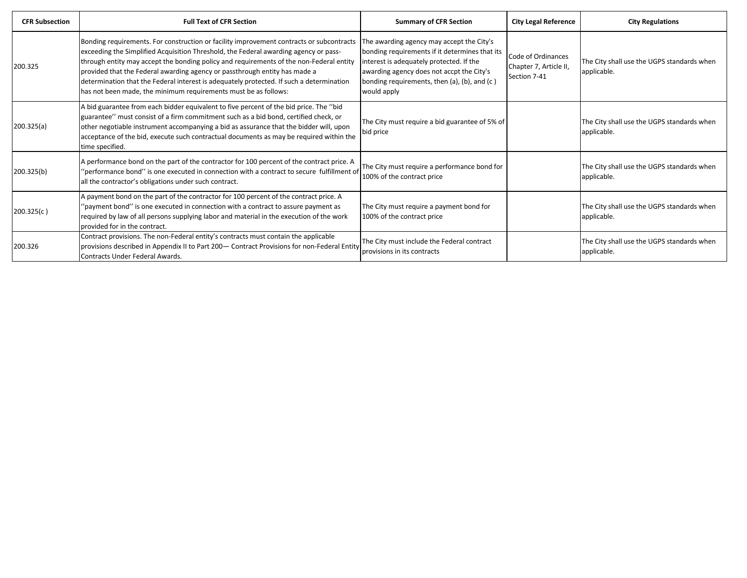| CFR Subsection | Full Text of CFR Section | Summary of CFR Section | City Legal Reference | City Regulations |
|---|---|---|---|---|
| 200.325 | Bonding requirements. For construction or facility improvement contracts or subcontracts exceeding the Simplified Acquisition Threshold, the Federal awarding agency or pass-through entity may accept the bonding policy and requirements of the non-Federal entity provided that the Federal awarding agency or passthrough entity has made a determination that the Federal interest is adequately protected. If such a determination has not been made, the minimum requirements must be as follows: | The awarding agency may accept the City's bonding requirements if it determines that its interest is adequately protected. If the awarding agency does not accpt the City's bonding requirements, then (a), (b), and (c ) would apply | Code of Ordinances Chapter 7, Article II, Section 7-41 | The City shall use the UGPS standards when applicable. |
| 200.325(a) | A bid guarantee from each bidder equivalent to five percent of the bid price. The ''bid guarantee'' must consist of a firm commitment such as a bid bond, certified check, or other negotiable instrument accompanying a bid as assurance that the bidder will, upon acceptance of the bid, execute such contractual documents as may be required within the time specified. | The City must require a bid guarantee of 5% of bid price | | The City shall use the UGPS standards when applicable. |
| 200.325(b) | A performance bond on the part of the contractor for 100 percent of the contract price. A ''performance bond'' is one executed in connection with a contract to secure fulfillment of all the contractor's obligations under such contract. | The City must require a performance bond for 100% of the contract price | | The City shall use the UGPS standards when applicable. |
| 200.325(c ) | A payment bond on the part of the contractor for 100 percent of the contract price. A ''payment bond'' is one executed in connection with a contract to assure payment as required by law of all persons supplying labor and material in the execution of the work provided for in the contract. | The City must require a payment bond for 100% of the contract price | | The City shall use the UGPS standards when applicable. |
| 200.326 | Contract provisions. The non-Federal entity's contracts must contain the applicable provisions described in Appendix II to Part 200— Contract Provisions for non-Federal Entity Contracts Under Federal Awards. | The City must include the Federal contract provisions in its contracts | | The City shall use the UGPS standards when applicable. |